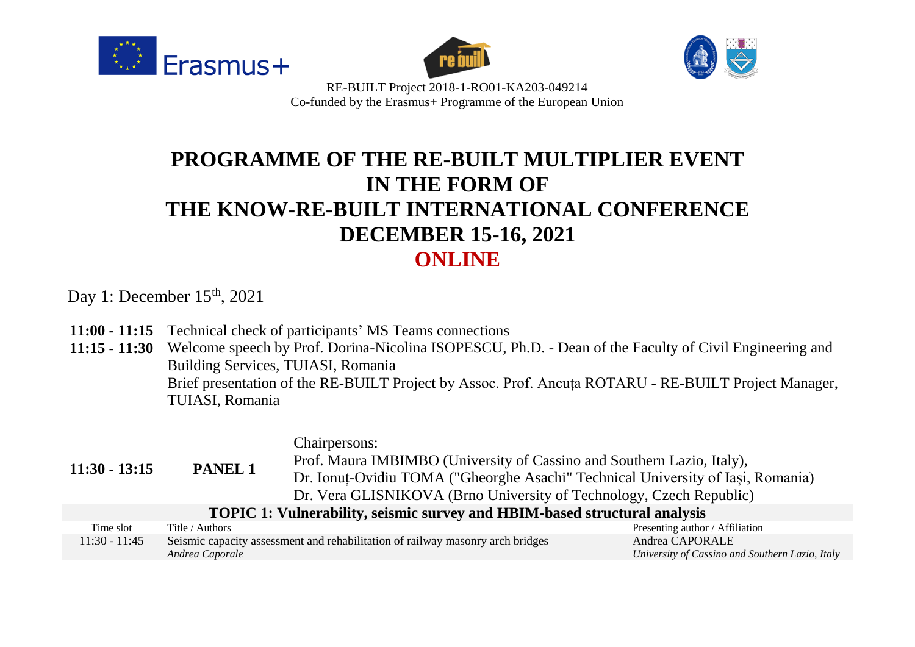RE-BUILT Project 2018-1-RO01-KA203-049214
Co-funded by the Erasmus+ Programme of the European Union

# PROGRAMME OF THE RE-BUILT MULTIPLIER EVENT IN THE FORM OF THE KNOW-RE-BUILT INTERNATIONAL CONFERENCE DECEMBER 15-16, 2021 ONLINE

Day 1: December 15th, 2021

**11:00 - 11:15** Technical check of participants' MS Teams connections

**11:15 - 11:30** Welcome speech by Prof. Dorina-Nicolina ISOPESCU, Ph.D. - Dean of the Faculty of Civil Engineering and Building Services, TUIASI, Romania
Brief presentation of the RE-BUILT Project by Assoc. Prof. Ancuța ROTARU - RE-BUILT Project Manager, TUIASI, Romania

**11:30 - 13:15** **PANEL 1**

Chairpersons:
Prof. Maura IMBIMBO (University of Cassino and Southern Lazio, Italy),
Dr. Ionuț-Ovidiu TOMA ("Gheorghe Asachi" Technical University of Iași, Romania)
Dr. Vera GLISNIKOVA (Brno University of Technology, Czech Republic)

**TOPIC 1: Vulnerability, seismic survey and HBIM-based structural analysis**

| Time slot | Title / Authors | Presenting author / Affiliation |
|---|---|---|
| 11:30 - 11:45 | Seismic capacity assessment and rehabilitation of railway masonry arch bridges<br>*Andrea Caporale* | Andrea CAPORALE<br>*University of Cassino and Southern Lazio, Italy* |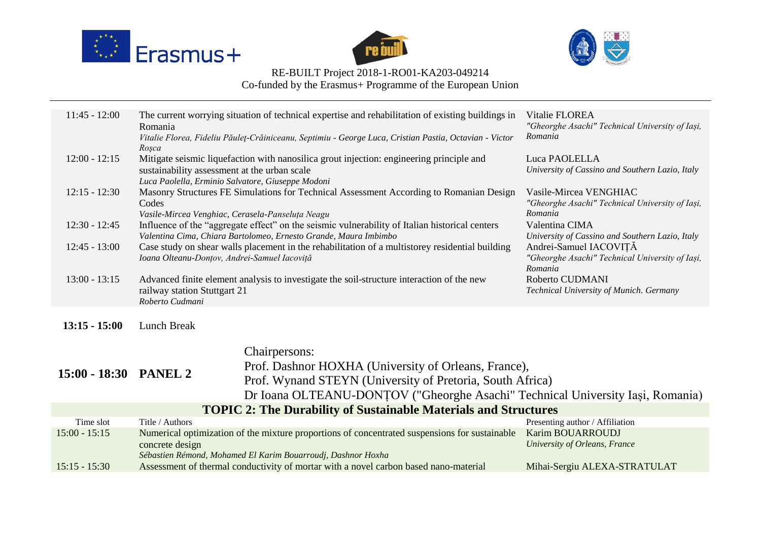| | | |
|---|---|---|
| 11:45 - 12:00 | The current worrying situation of technical expertise and rehabilitation of existing buildings in Romania<br>*Vitalie Florea, Fideliu Păuleț-Crăiniceanu, Septimiu - George Luca, Cristian Pastia, Octavian - Victor Roșca* | Vitalie FLOREA<br>*"Gheorghe Asachi" Technical University of Iași, Romania* |
| 12:00 - 12:15 | Mitigate seismic liquefaction with nanosilica grout injection: engineering principle and sustainability assessment at the urban scale<br>*Luca Paolella, Erminio Salvatore, Giuseppe Modoni* | Luca PAOLELLA<br>*University of Cassino and Southern Lazio, Italy* |
| 12:15 - 12:30 | Masonry Structures FE Simulations for Technical Assessment According to Romanian Design Codes<br>*Vasile-Mircea Venghiac, Cerasela-Panseluța Neagu* | Vasile-Mircea VENGHIAC<br>*"Gheorghe Asachi" Technical University of Iași, Romania* |
| 12:30 - 12:45 | Influence of the "aggregate effect" on the seismic vulnerability of Italian historical centers<br>*Valentina Cima, Chiara Bartolomeo, Ernesto Grande, Maura Imbimbo* | Valentina CIMA<br>*University of Cassino and Southern Lazio, Italy* |
| 12:45 - 13:00 | Case study on shear walls placement in the rehabilitation of a multistorey residential building<br>*Ioana Olteanu-Donțov, Andrei-Samuel Iacoviță* | Andrei-Samuel IACOVIȚĂ<br>*"Gheorghe Asachi" Technical University of Iași, Romania* |
| 13:00 - 13:15 | Advanced finite element analysis to investigate the soil-structure interaction of the new railway station Stuttgart 21<br>*Roberto Cudmani* | Roberto CUDMANI<br>*Technical University of Munich. Germany* |

**13:15 - 15:00** Lunch Break

**15:00 - 18:30 PANEL 2**

Chairpersons:
Prof. Dashnor HOXHA (University of Orleans, France),
Prof. Wynand STEYN (University of Pretoria, South Africa)
Dr Ioana OLTEANU-DONȚOV ("Gheorghe Asachi" Technical University Iași, Romania)

## TOPIC 2: The Durability of Sustainable Materials and Structures

| Time slot | Title / Authors | Presenting author / Affiliation |
|---|---|---|
| 15:00 - 15:15 | Numerical optimization of the mixture proportions of concentrated suspensions for sustainable concrete design<br>*Sébastien Rémond, Mohamed El Karim Bouarroudj, Dashnor Hoxha* | Karim BOUARROUDJ<br>*University of Orleans, France* |
| 15:15 - 15:30 | Assessment of thermal conductivity of mortar with a novel carbon based nano-material | Mihai-Sergiu ALEXA-STRATULAT |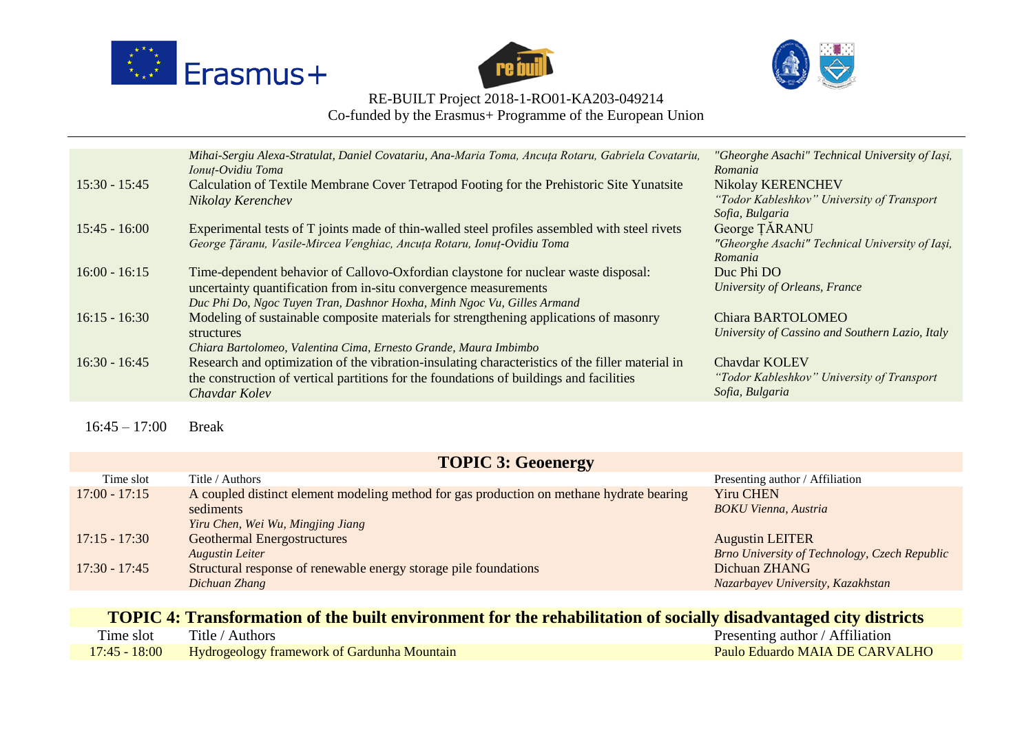RE-BUILT Project 2018-1-RO01-KA203-049214
Co-funded by the Erasmus+ Programme of the European Union

| | | |
|---|---|---|
| | *Mihai-Sergiu Alexa-Stratulat, Daniel Covatariu, Ana-Maria Toma, Ancuța Rotaru, Gabriela Covatariu, Ionuț-Ovidiu Toma* | *"Gheorghe Asachi" Technical University of Iași, Romania* |
| 15:30 - 15:45 | Calculation of Textile Membrane Cover Tetrapod Footing for the Prehistoric Site Yunatsite<br>*Nikolay Kerenchev* | Nikolay KERENCHEV<br>*"Todor Kableshkov" University of Transport Sofia, Bulgaria* |
| 15:45 - 16:00 | Experimental tests of T joints made of thin-walled steel profiles assembled with steel rivets<br>*George Țăranu, Vasile-Mircea Venghiac, Ancuța Rotaru, Ionuț-Ovidiu Toma* | George ȚĂRANU<br>*"Gheorghe Asachi" Technical University of Iași, Romania* |
| 16:00 - 16:15 | Time-dependent behavior of Callovo-Oxfordian claystone for nuclear waste disposal: uncertainty quantification from in-situ convergence measurements<br>*Duc Phi Do, Ngoc Tuyen Tran, Dashnor Hoxha, Minh Ngoc Vu, Gilles Armand* | Duc Phi DO<br>*University of Orleans, France* |
| 16:15 - 16:30 | Modeling of sustainable composite materials for strengthening applications of masonry structures<br>*Chiara Bartolomeo, Valentina Cima, Ernesto Grande, Maura Imbimbo* | Chiara BARTOLOMEO<br>*University of Cassino and Southern Lazio, Italy* |
| 16:30 - 16:45 | Research and optimization of the vibration-insulating characteristics of the filler material in the construction of vertical partitions for the foundations of buildings and facilities<br>*Chavdar Kolev* | Chavdar KOLEV<br>*"Todor Kableshkov" University of Transport Sofia, Bulgaria* |

16:45 – 17:00 Break

## TOPIC 3: Geoenergy

| Time slot | Title / Authors | Presenting author / Affiliation |
|---|---|---|
| 17:00 - 17:15 | A coupled distinct element modeling method for gas production on methane hydrate bearing sediments<br>*Yiru Chen, Wei Wu, Mingjing Jiang* | Yiru CHEN<br>*BOKU Vienna, Austria* |
| 17:15 - 17:30 | Geothermal Energostructures<br>*Augustin Leiter* | Augustin LEITER<br>*Brno University of Technology, Czech Republic* |
| 17:30 - 17:45 | Structural response of renewable energy storage pile foundations<br>*Dichuan Zhang* | Dichuan ZHANG<br>*Nazarbayev University, Kazakhstan* |

## TOPIC 4: Transformation of the built environment for the rehabilitation of socially disadvantaged city districts

| Time slot | Title / Authors | Presenting author / Affiliation |
|---|---|---|
| 17:45 - 18:00 | Hydrogeology framework of Gardunha Mountain | Paulo Eduardo MAIA DE CARVALHO |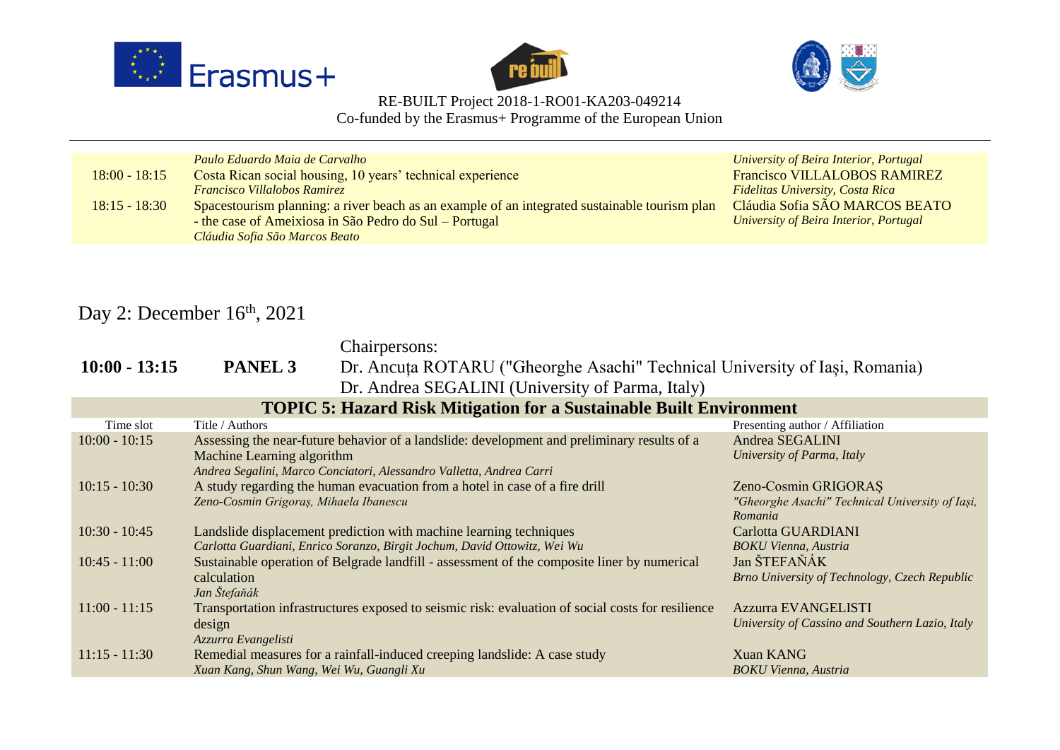| | | |
|---|---|---|
| | *Paulo Eduardo Maia de Carvalho* | *University of Beira Interior, Portugal* |
| 18:00 - 18:15 | Costa Rican social housing, 10 years' technical experience<br>*Francisco Villalobos Ramirez* | Francisco VILLALOBOS RAMIREZ<br>*Fidelitas University, Costa Rica* |
| 18:15 - 18:30 | Spacestourism planning: a river beach as an example of an integrated sustainable tourism plan - the case of Ameixiosa in São Pedro do Sul – Portugal<br>*Cláudia Sofia São Marcos Beato* | Cláudia Sofia SÃO MARCOS BEATO<br>*University of Beira Interior, Portugal* |

## Day 2: December 16th, 2021

**10:00 - 13:15** **PANEL 3**

Chairpersons:
Dr. Ancuța ROTARU ("Gheorghe Asachi" Technical University of Iași, Romania)
Dr. Andrea SEGALINI (University of Parma, Italy)

### TOPIC 5: Hazard Risk Mitigation for a Sustainable Built Environment

| Time slot | Title / Authors | Presenting author / Affiliation |
|---|---|---|
| 10:00 - 10:15 | Assessing the near-future behavior of a landslide: development and preliminary results of a Machine Learning algorithm<br>*Andrea Segalini, Marco Conciatori, Alessandro Valletta, Andrea Carri* | Andrea SEGALINI<br>*University of Parma, Italy* |
| 10:15 - 10:30 | A study regarding the human evacuation from a hotel in case of a fire drill<br>*Zeno-Cosmin Grigoraș, Mihaela Ibanescu* | Zeno-Cosmin GRIGORAȘ<br>*"Gheorghe Asachi" Technical University of Iași, Romania* |
| 10:30 - 10:45 | Landslide displacement prediction with machine learning techniques<br>*Carlotta Guardiani, Enrico Soranzo, Birgit Jochum, David Ottowitz, Wei Wu* | Carlotta GUARDIANI<br>*BOKU Vienna, Austria* |
| 10:45 - 11:00 | Sustainable operation of Belgrade landfill - assessment of the composite liner by numerical calculation<br>*Jan Štefaňák* | Jan ŠTEFAŇÁK<br>*Brno University of Technology, Czech Republic* |
| 11:00 - 11:15 | Transportation infrastructures exposed to seismic risk: evaluation of social costs for resilience design<br>*Azzurra Evangelisti* | Azzurra EVANGELISTI<br>*University of Cassino and Southern Lazio, Italy* |
| 11:15 - 11:30 | Remedial measures for a rainfall-induced creeping landslide: A case study<br>*Xuan Kang, Shun Wang, Wei Wu, Guangli Xu* | Xuan KANG<br>*BOKU Vienna, Austria* |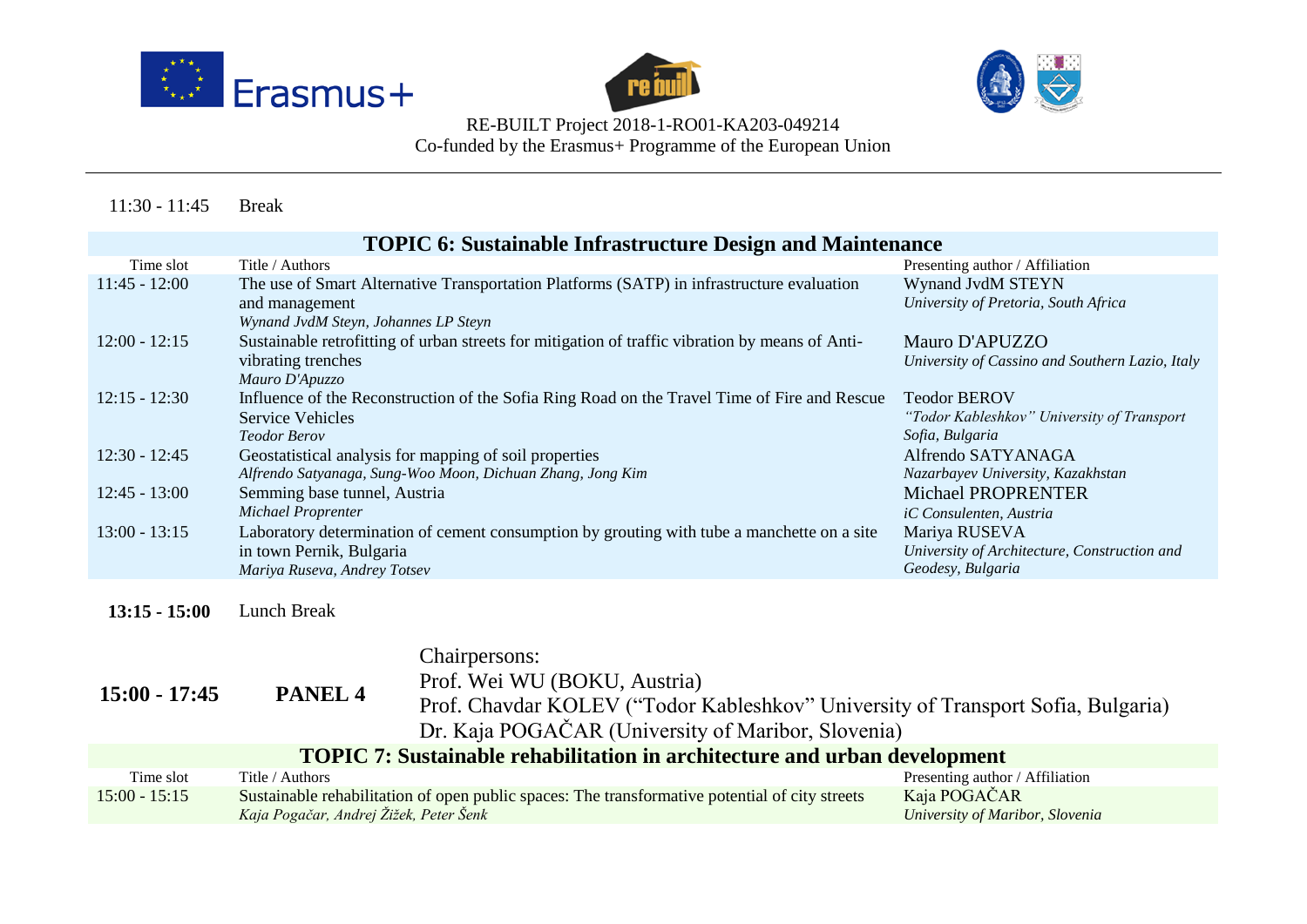11:30 - 11:45 Break

| TOPIC 6: Sustainable Infrastructure Design and Maintenance | | |
|---|---|---|
| Time slot | Title / Authors | Presenting author / Affiliation |
| 11:45 - 12:00 | The use of Smart Alternative Transportation Platforms (SATP) in infrastructure evaluation and management<br>*Wynand JvdM Steyn, Johannes LP Steyn* | Wynand JvdM STEYN<br>*University of Pretoria, South Africa* |
| 12:00 - 12:15 | Sustainable retrofitting of urban streets for mitigation of traffic vibration by means of Anti-vibrating trenches<br>*Mauro D'Apuzzo* | Mauro D'APUZZO<br>*University of Cassino and Southern Lazio, Italy* |
| 12:15 - 12:30 | Influence of the Reconstruction of the Sofia Ring Road on the Travel Time of Fire and Rescue Service Vehicles<br>*Teodor Berov* | Teodor BEROV<br>*"Todor Kableshkov" University of Transport Sofia, Bulgaria* |
| 12:30 - 12:45 | Geostatistical analysis for mapping of soil properties<br>*Alfrendo Satyanaga, Sung-Woo Moon, Dichuan Zhang, Jong Kim* | Alfrendo SATYANAGA<br>*Nazarbayev University, Kazakhstan* |
| 12:45 - 13:00 | Semming base tunnel, Austria<br>*Michael Proprenter* | Michael PROPRENTER<br>*iC Consulenten, Austria* |
| 13:00 - 13:15 | Laboratory determination of cement consumption by grouting with tube a manchette on a site in town Pernik, Bulgaria<br>*Mariya Ruseva, Andrey Totsev* | Mariya RUSEVA<br>*University of Architecture, Construction and Geodesy, Bulgaria* |

**13:15 - 15:00** Lunch Break

**15:00 - 17:45** **PANEL 4**

Chairpersons:
Prof. Wei WU (BOKU, Austria)
Prof. Chavdar KOLEV ("Todor Kableshkov" University of Transport Sofia, Bulgaria)
Dr. Kaja POGAČAR (University of Maribor, Slovenia)

| TOPIC 7: Sustainable rehabilitation in architecture and urban development | | |
|---|---|---|
| Time slot | Title / Authors | Presenting author / Affiliation |
| 15:00 - 15:15 | Sustainable rehabilitation of open public spaces: The transformative potential of city streets<br>*Kaja Pogačar, Andrej Žižek, Peter Šenk* | Kaja POGAČAR<br>*University of Maribor, Slovenia* |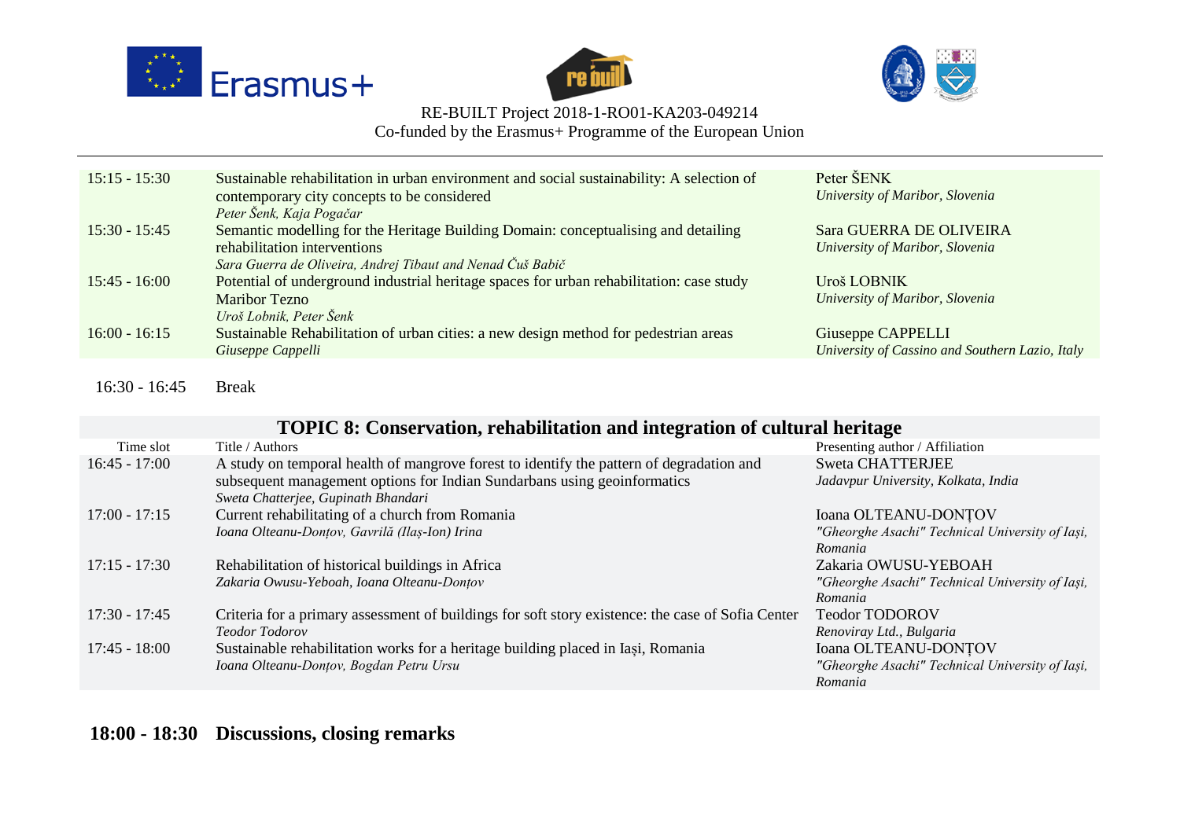| | | |
|---|---|---|
| 15:15 - 15:30 | Sustainable rehabilitation in urban environment and social sustainability: A selection of contemporary city concepts to be considered<br>*Peter Šenk, Kaja Pogačar* | Peter ŠENK<br>*University of Maribor, Slovenia* |
| 15:30 - 15:45 | Semantic modelling for the Heritage Building Domain: conceptualising and detailing rehabilitation interventions<br>*Sara Guerra de Oliveira, Andrej Tibaut and Nenad Čuš Babič* | Sara GUERRA DE OLIVEIRA<br>*University of Maribor, Slovenia* |
| 15:45 - 16:00 | Potential of underground industrial heritage spaces for urban rehabilitation: case study Maribor Tezno<br>*Uroš Lobnik, Peter Šenk* | Uroš LOBNIK<br>*University of Maribor, Slovenia* |
| 16:00 - 16:15 | Sustainable Rehabilitation of urban cities: a new design method for pedestrian areas<br>*Giuseppe Cappelli* | Giuseppe CAPPELLI<br>*University of Cassino and Southern Lazio, Italy* |

16:30 - 16:45 Break

## TOPIC 8: Conservation, rehabilitation and integration of cultural heritage

| Time slot | Title / Authors | Presenting author / Affiliation |
|---|---|---|
| 16:45 - 17:00 | A study on temporal health of mangrove forest to identify the pattern of degradation and subsequent management options for Indian Sundarbans using geoinformatics<br>*Sweta Chatterjee, Gupinath Bhandari* | Sweta CHATTERJEE<br>*Jadavpur University, Kolkata, India* |
| 17:00 - 17:15 | Current rehabilitating of a church from Romania<br>*Ioana Olteanu-Donțov, Gavrilă (Ilaș-Ion) Irina* | Ioana OLTEANU-DONȚOV<br>*"Gheorghe Asachi" Technical University of Iași, Romania* |
| 17:15 - 17:30 | Rehabilitation of historical buildings in Africa<br>*Zakaria Owusu-Yeboah, Ioana Olteanu-Donțov* | Zakaria OWUSU-YEBOAH<br>*"Gheorghe Asachi" Technical University of Iași, Romania* |
| 17:30 - 17:45 | Criteria for a primary assessment of buildings for soft story existence: the case of Sofia Center<br>*Teodor Todorov* | Teodor TODOROV<br>*Renoviray Ltd., Bulgaria* |
| 17:45 - 18:00 | Sustainable rehabilitation works for a heritage building placed in Iași, Romania<br>*Ioana Olteanu-Donțov, Bogdan Petru Ursu* | Ioana OLTEANU-DONȚOV<br>*"Gheorghe Asachi" Technical University of Iași, Romania* |

**18:00 - 18:30 Discussions, closing remarks**